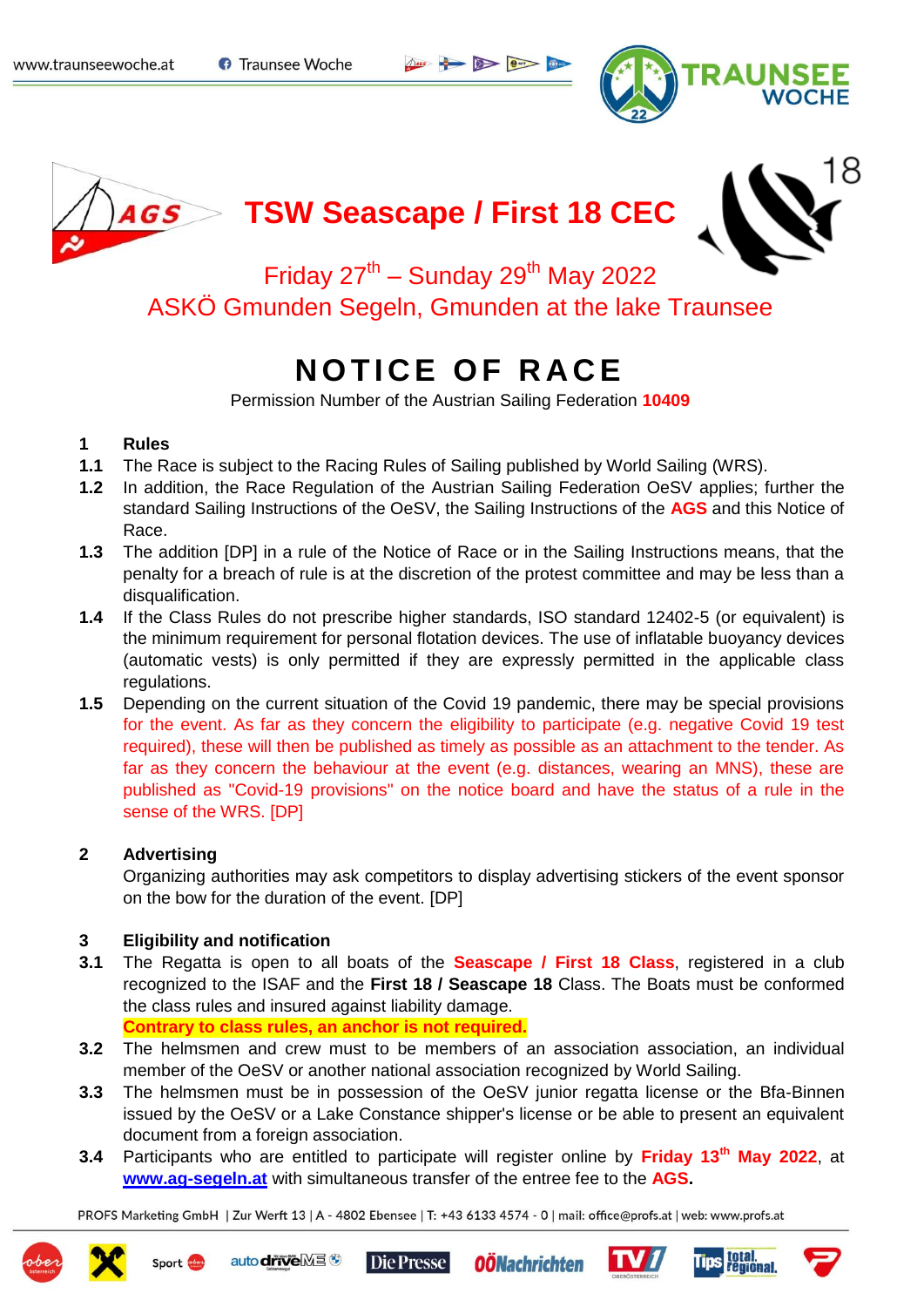# TSW Seascape / First 18 CEC

Friday 27th – Sunday 29th May 2022
ASKÖ Gmunden Segeln, Gmunden at the lake Traunsee

# NOTICE OF RACE

Permission Number of the Austrian Sailing Federation **10409**

## 1 Rules

**1.1** The Race is subject to the Racing Rules of Sailing published by World Sailing (WRS).

**1.2** In addition, the Race Regulation of the Austrian Sailing Federation OeSV applies; further the standard Sailing Instructions of the OeSV, the Sailing Instructions of the **AGS** and this Notice of Race.

**1.3** The addition [DP] in a rule of the Notice of Race or in the Sailing Instructions means, that the penalty for a breach of rule is at the discretion of the protest committee and may be less than a disqualification.

**1.4** If the Class Rules do not prescribe higher standards, ISO standard 12402-5 (or equivalent) is the minimum requirement for personal flotation devices. The use of inflatable buoyancy devices (automatic vests) is only permitted if they are expressly permitted in the applicable class regulations.

**1.5** Depending on the current situation of the Covid 19 pandemic, there may be special provisions for the event. As far as they concern the eligibility to participate (e.g. negative Covid 19 test required), these will then be published as timely as possible as an attachment to the tender. As far as they concern the behaviour at the event (e.g. distances, wearing an MNS), these are published as "Covid-19 provisions" on the notice board and have the status of a rule in the sense of the WRS. [DP]

## 2 Advertising

Organizing authorities may ask competitors to display advertising stickers of the event sponsor on the bow for the duration of the event. [DP]

## 3 Eligibility and notification

**3.1** The Regatta is open to all boats of the **Seascape / First 18 Class**, registered in a club recognized to the ISAF and the **First 18 / Seascape 18** Class. The Boats must be conformed the class rules and insured against liability damage.
**Contrary to class rules, an anchor is not required.**

**3.2** The helmsmen and crew must to be members of an association association, an individual member of the OeSV or another national association recognized by World Sailing.

**3.3** The helmsmen must be in possession of the OeSV junior regatta license or the Bfa-Binnen issued by the OeSV or a Lake Constance shipper's license or be able to present an equivalent document from a foreign association.

**3.4** Participants who are entitled to participate will register online by **Friday 13th May 2022**, at **www.ag-segeln.at** with simultaneous transfer of the entree fee to the **AGS.**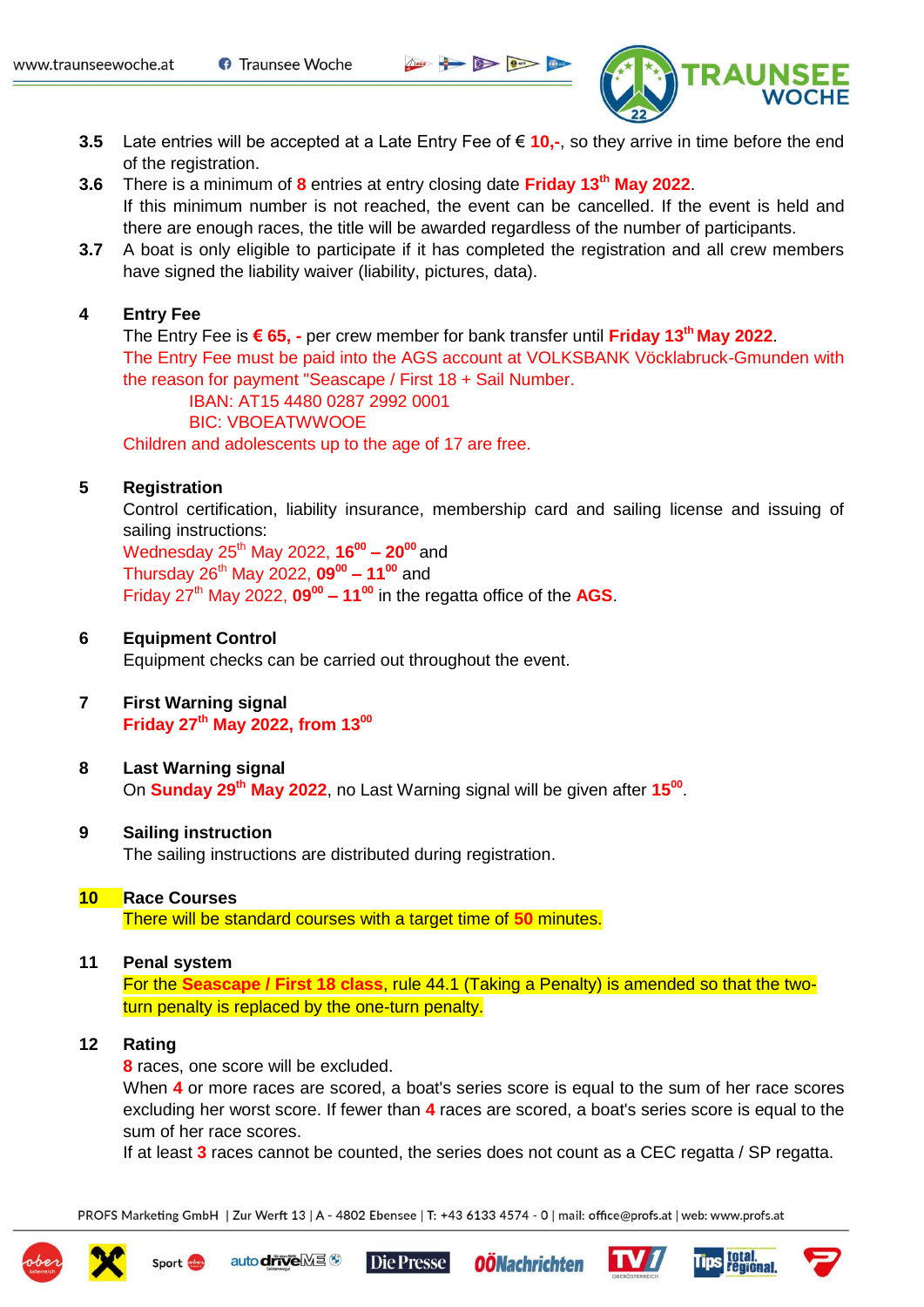**3.5** Late entries will be accepted at a Late Entry Fee of € **10,-**, so they arrive in time before the end of the registration.

**3.6** There is a minimum of **8** entries at entry closing date **Friday 13th May 2022**.
If this minimum number is not reached, the event can be cancelled. If the event is held and there are enough races, the title will be awarded regardless of the number of participants.

**3.7** A boat is only eligible to participate if it has completed the registration and all crew members have signed the liability waiver (liability, pictures, data).

## 4 Entry Fee

The Entry Fee is **€ 65, -** per crew member for bank transfer until **Friday 13th May 2022**.
The Entry Fee must be paid into the AGS account at VOLKSBANK Vöcklabruck-Gmunden with the reason for payment "Seascape / First 18 + Sail Number.

IBAN: AT15 4480 0287 2992 0001
BIC: VBOEATWWOOE

Children and adolescents up to the age of 17 are free.

## 5 Registration

Control certification, liability insurance, membership card and sailing license and issuing of sailing instructions:
Wednesday 25th May 2022, **16:00 – 20:00** and
Thursday 26th May 2022, **09:00 – 11:00** and
Friday 27th May 2022, **09:00 – 11:00** in the regatta office of the **AGS**.

## 6 Equipment Control

Equipment checks can be carried out throughout the event.

## 7 First Warning signal

**Friday 27th May 2022, from 13:00**

## 8 Last Warning signal

On **Sunday 29th May 2022**, no Last Warning signal will be given after **15:00**.

## 9 Sailing instruction

The sailing instructions are distributed during registration.

## 10 Race Courses

There will be standard courses with a target time of **50** minutes.

## 11 Penal system

For the **Seascape / First 18 class**, rule 44.1 (Taking a Penalty) is amended so that the two-turn penalty is replaced by the one-turn penalty.

## 12 Rating

**8** races, one score will be excluded.
When **4** or more races are scored, a boat's series score is equal to the sum of her race scores excluding her worst score. If fewer than **4** races are scored, a boat's series score is equal to the sum of her race scores.
If at least **3** races cannot be counted, the series does not count as a CEC regatta / SP regatta.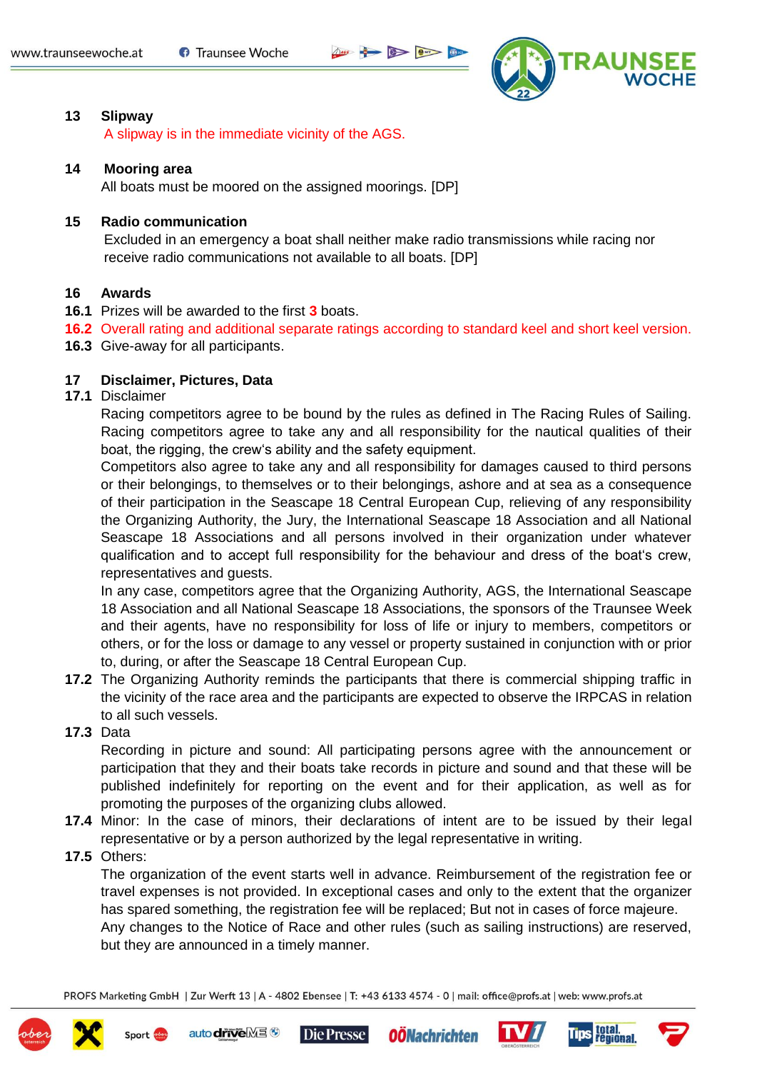## 13 Slipway

A slipway is in the immediate vicinity of the AGS.

## 14 Mooring area

All boats must be moored on the assigned moorings. [DP]

## 15 Radio communication

Excluded in an emergency a boat shall neither make radio transmissions while racing nor receive radio communications not available to all boats. [DP]

## 16 Awards

**16.1** Prizes will be awarded to the first **3** boats.

**16.2** Overall rating and additional separate ratings according to standard keel and short keel version.

**16.3** Give-away for all participants.

## 17 Disclaimer, Pictures, Data

**17.1** Disclaimer

Racing competitors agree to be bound by the rules as defined in The Racing Rules of Sailing. Racing competitors agree to take any and all responsibility for the nautical qualities of their boat, the rigging, the crew's ability and the safety equipment.

Competitors also agree to take any and all responsibility for damages caused to third persons or their belongings, to themselves or to their belongings, ashore and at sea as a consequence of their participation in the Seascape 18 Central European Cup, relieving of any responsibility the Organizing Authority, the Jury, the International Seascape 18 Association and all National Seascape 18 Associations and all persons involved in their organization under whatever qualification and to accept full responsibility for the behaviour and dress of the boat's crew, representatives and guests.

In any case, competitors agree that the Organizing Authority, AGS, the International Seascape 18 Association and all National Seascape 18 Associations, the sponsors of the Traunsee Week and their agents, have no responsibility for loss of life or injury to members, competitors or others, or for the loss or damage to any vessel or property sustained in conjunction with or prior to, during, or after the Seascape 18 Central European Cup.

**17.2** The Organizing Authority reminds the participants that there is commercial shipping traffic in the vicinity of the race area and the participants are expected to observe the IRPCAS in relation to all such vessels.

**17.3** Data

Recording in picture and sound: All participating persons agree with the announcement or participation that they and their boats take records in picture and sound and that these will be published indefinitely for reporting on the event and for their application, as well as for promoting the purposes of the organizing clubs allowed.

**17.4** Minor: In the case of minors, their declarations of intent are to be issued by their legal representative or by a person authorized by the legal representative in writing.

**17.5** Others:

The organization of the event starts well in advance. Reimbursement of the registration fee or travel expenses is not provided. In exceptional cases and only to the extent that the organizer has spared something, the registration fee will be replaced; But not in cases of force majeure.

Any changes to the Notice of Race and other rules (such as sailing instructions) are reserved, but they are announced in a timely manner.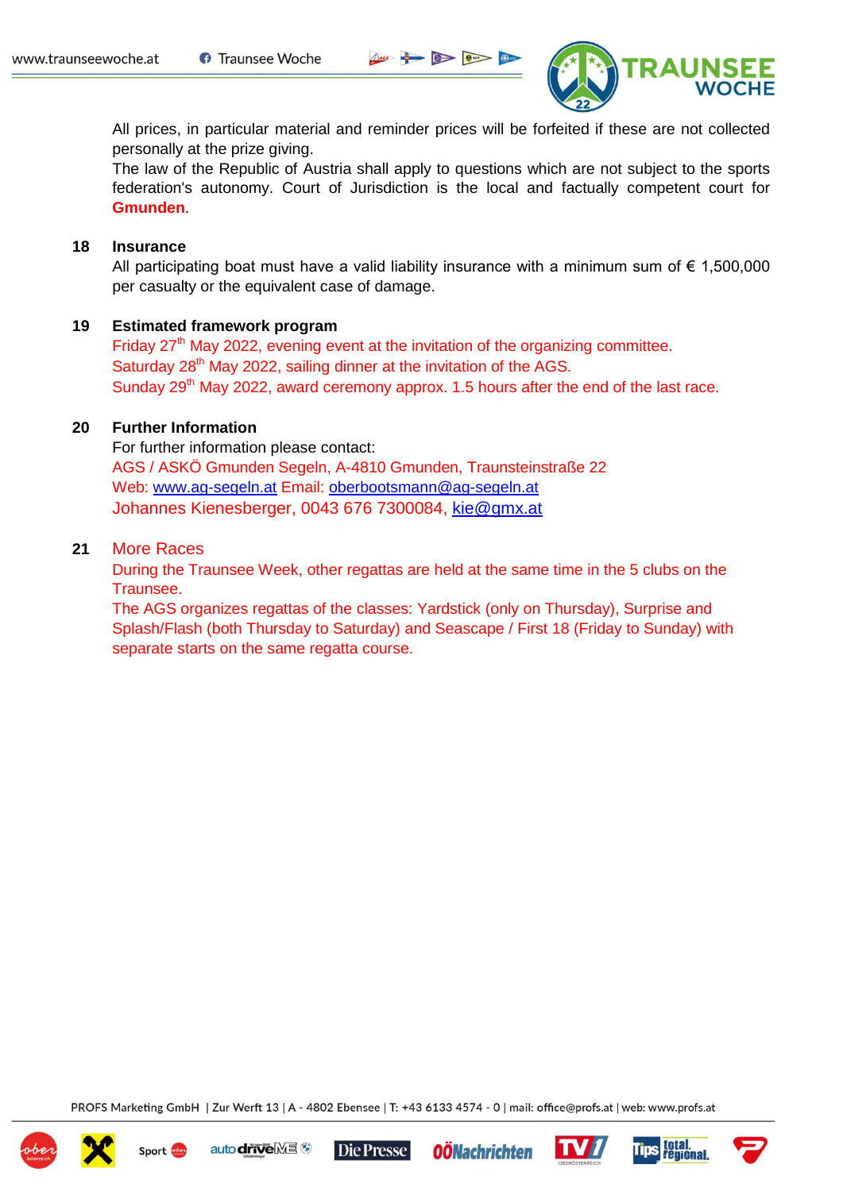All prices, in particular material and reminder prices will be forfeited if these are not collected personally at the prize giving.
The law of the Republic of Austria shall apply to questions which are not subject to the sports federation's autonomy. Court of Jurisdiction is the local and factually competent court for **Gmunden**.

## 18 Insurance

All participating boat must have a valid liability insurance with a minimum sum of € 1,500,000 per casualty or the equivalent case of damage.

## 19 Estimated framework program

Friday 27th May 2022, evening event at the invitation of the organizing committee.
Saturday 28th May 2022, sailing dinner at the invitation of the AGS.
Sunday 29th May 2022, award ceremony approx. 1.5 hours after the end of the last race.

## 20 Further Information

For further information please contact:
AGS / ASKÖ Gmunden Segeln, A-4810 Gmunden, Traunsteinstraße 22
Web: www.ag-segeln.at Email: oberbootsmann@ag-segeln.at
Johannes Kienesberger, 0043 676 7300084, kie@gmx.at

## 21 More Races

During the Traunsee Week, other regattas are held at the same time in the 5 clubs on the Traunsee.
The AGS organizes regattas of the classes: Yardstick (only on Thursday), Surprise and Splash/Flash (both Thursday to Saturday) and Seascape / First 18 (Friday to Sunday) with separate starts on the same regatta course.